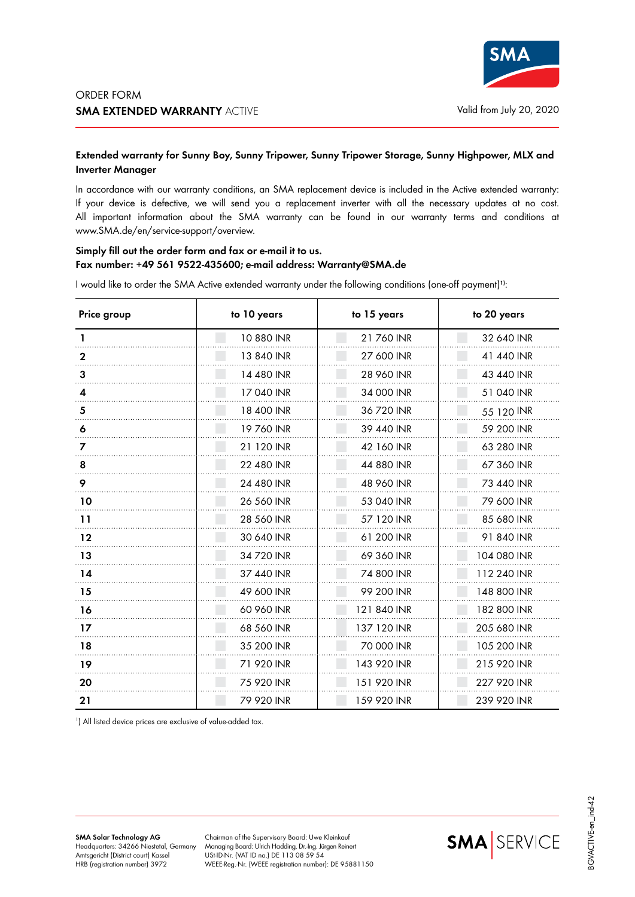ORDER FORM

# **SMA EXTENDED WARRANTY** ACTIVE

Valid from July 20, 2020

## Extended warranty for Sunny Boy, Sunny Tripower, Sunny Tripower Storage, Sunny Highpower, MLX and Inverter Manager

In accordance with our warranty conditions, an SMA replacement device is included in the Active extended warranty: If your device is defective, we will send you a replacement inverter with all the necessary updates at no cost. All important information about the SMA warranty can be found in our warranty terms and conditions at www.SMA.de/en/service-support/overview.

**Simply fill out the order form and fax or e-mail it to us.**
**Fax number: +49 561 9522-435600; e-mail address: Warranty@SMA.de**

I would like to order the SMA Active extended warranty under the following conditions (one-off payment)[1]:

| Price group | to 10 years | to 15 years | to 20 years |
|---|---|---|---|
| 1 | 10 880 INR | 21 760 INR | 32 640 INR |
| 2 | 13 840 INR | 27 600 INR | 41 440 INR |
| 3 | 14 480 INR | 28 960 INR | 43 440 INR |
| 4 | 17 040 INR | 34 000 INR | 51 040 INR |
| 5 | 18 400 INR | 36 720 INR | 55 120 INR |
| 6 | 19 760 INR | 39 440 INR | 59 200 INR |
| 7 | 21 120 INR | 42 160 INR | 63 280 INR |
| 8 | 22 480 INR | 44 880 INR | 67 360 INR |
| 9 | 24 480 INR | 48 960 INR | 73 440 INR |
| 10 | 26 560 INR | 53 040 INR | 79 600 INR |
| 11 | 28 560 INR | 57 120 INR | 85 680 INR |
| 12 | 30 640 INR | 61 200 INR | 91 840 INR |
| 13 | 34 720 INR | 69 360 INR | 104 080 INR |
| 14 | 37 440 INR | 74 800 INR | 112 240 INR |
| 15 | 49 600 INR | 99 200 INR | 148 800 INR |
| 16 | 60 960 INR | 121 840 INR | 182 800 INR |
| 17 | 68 560 INR | 137 120 INR | 205 680 INR |
| 18 | 35 200 INR | 70 000 INR | 105 200 INR |
| 19 | 71 920 INR | 143 920 INR | 215 920 INR |
| 20 | 75 920 INR | 151 920 INR | 227 920 INR |
| 21 | 79 920 INR | 159 920 INR | 239 920 INR |

[1]) All listed device prices are exclusive of value-added tax.

**SMA Solar Technology AG**
Headquarters: 34266 Niestetal, Germany
Amtsgericht (District court) Kassel
HRB (registration number) 3972

Chairman of the Supervisory Board: Uwe Kleinkauf
Managing Board: Ulrich Hadding, Dr.-Ing. Jürgen Reinert
USt-ID-Nr. (VAT ID no.) DE 113 08 59 54
WEEE-Reg.-Nr. (WEEE registration number): DE 95881150

BGVACTIVE-en_ind-42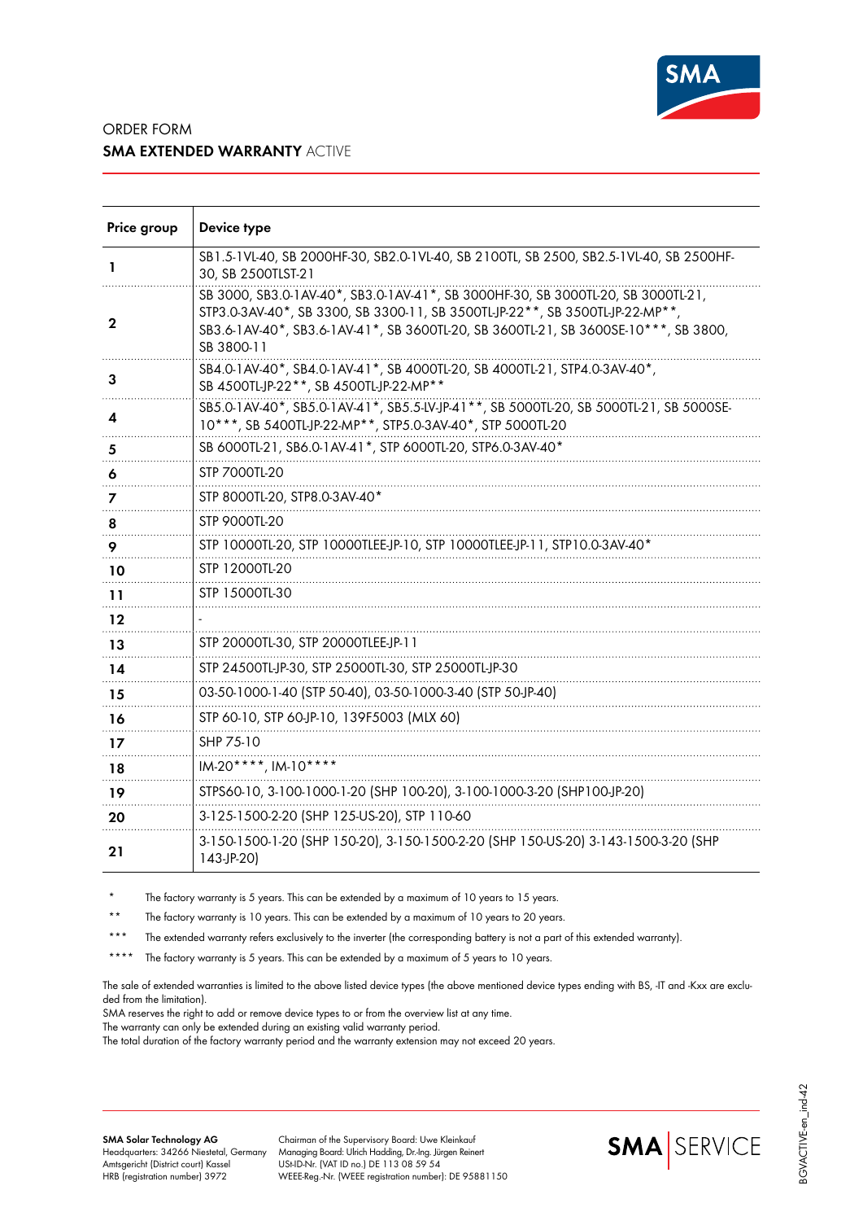ORDER FORM
**SMA EXTENDED WARRANTY** ACTIVE

| Price group | Device type |
|---|---|
| 1 | SB1.5-1VL-40, SB 2000HF-30, SB2.0-1VL-40, SB 2100TL, SB 2500, SB2.5-1VL-40, SB 2500HF-30, SB 2500TLST-21 |
| 2 | SB 3000, SB3.0-1AV-40*, SB3.0-1AV-41*, SB 3000HF-30, SB 3000TL-20, SB 3000TL-21, STP3.0-3AV-40*, SB 3300, SB 3300-11, SB 3500TL-JP-22**, SB 3500TL-JP-22-MP**, SB3.6-1AV-40*, SB3.6-1AV-41*, SB 3600TL-20, SB 3600TL-21, SB 3600SE-10***, SB 3800, SB 3800-11 |
| 3 | SB4.0-1AV-40*, SB4.0-1AV-41*, SB 4000TL-20, SB 4000TL-21, STP4.0-3AV-40*, SB 4500TL-JP-22**, SB 4500TL-JP-22-MP** |
| 4 | SB5.0-1AV-40*, SB5.0-1AV-41*, SB5.5-LV-JP-41**, SB 5000TL-20, SB 5000TL-21, SB 5000SE-10***, SB 5400TL-JP-22-MP**, STP5.0-3AV-40*, STP 5000TL-20 |
| 5 | SB 6000TL-21, SB6.0-1AV-41*, STP 6000TL-20, STP6.0-3AV-40* |
| 6 | STP 7000TL-20 |
| 7 | STP 8000TL-20, STP8.0-3AV-40* |
| 8 | STP 9000TL-20 |
| 9 | STP 10000TL-20, STP 10000TLEE-JP-10, STP 10000TLEE-JP-11, STP10.0-3AV-40* |
| 10 | STP 12000TL-20 |
| 11 | STP 15000TL-30 |
| 12 | - |
| 13 | STP 20000TL-30, STP 20000TLEE-JP-11 |
| 14 | STP 24500TL-JP-30, STP 25000TL-30, STP 25000TL-JP-30 |
| 15 | 03-50-1000-1-40 (STP 50-40), 03-50-1000-3-40 (STP 50-JP-40) |
| 16 | STP 60-10, STP 60-JP-10, 139F5003 (MLX 60) |
| 17 | SHP 75-10 |
| 18 | IM-20****, IM-10**** |
| 19 | STPS60-10, 3-100-1000-1-20 (SHP 100-20), 3-100-1000-3-20 (SHP100-JP-20) |
| 20 | 3-125-1500-2-20 (SHP 125-US-20), STP 110-60 |
| 21 | 3-150-1500-1-20 (SHP 150-20), 3-150-1500-2-20 (SHP 150-US-20) 3-143-1500-3-20 (SHP 143-JP-20) |

\* The factory warranty is 5 years. This can be extended by a maximum of 10 years to 15 years.

\** The factory warranty is 10 years. This can be extended by a maximum of 10 years to 20 years.

\*** The extended warranty refers exclusively to the inverter (the corresponding battery is not a part of this extended warranty).

\**** The factory warranty is 5 years. This can be extended by a maximum of 5 years to 10 years.

The sale of extended warranties is limited to the above listed device types (the above mentioned device types ending with BS, -IT and -Kxx are excluded from the limitation).
SMA reserves the right to add or remove device types to or from the overview list at any time.
The warranty can only be extended during an existing valid warranty period.
The total duration of the factory warranty period and the warranty extension may not exceed 20 years.

**SMA Solar Technology AG**
Headquarters: 34266 Niestetal, Germany
Amtsgericht (District court) Kassel
HRB (registration number) 3972

Chairman of the Supervisory Board: Uwe Kleinkauf
Managing Board: Ulrich Hadding, Dr.-Ing. Jürgen Reinert
USt-ID-Nr. (VAT ID no.) DE 113 08 59 54
WEEE-Reg.-Nr. (WEEE registration number): DE 95881150

BGVACTIVE-en_ind-42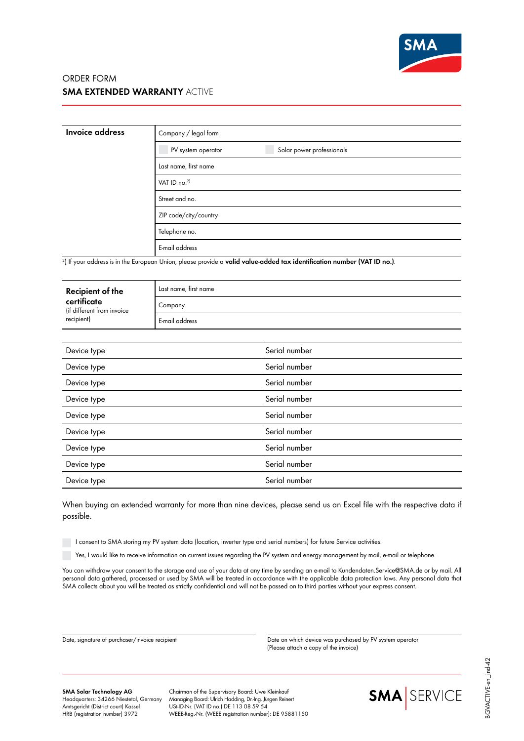ORDER FORM

# SMA EXTENDED WARRANTY ACTIVE

| | |
|---|---|
| **Invoice address** | Company / legal form |
| | ☐ PV system operator ☐ Solar power professionals |
| | Last name, first name |
| | VAT ID no.[2)] |
| | Street and no. |
| | ZIP code/city/country |
| | Telephone no. |
| | E-mail address |

[2)] If your address is in the European Union, please provide a **valid value-added tax identification number (VAT ID no.)**.

| | |
|---|---|
| **Recipient of the certificate** (if different from invoice recipient) | Last name, first name |
| | Company |
| | E-mail address |

| | |
|---|---|
| Device type | Serial number |
| Device type | Serial number |
| Device type | Serial number |
| Device type | Serial number |
| Device type | Serial number |
| Device type | Serial number |
| Device type | Serial number |
| Device type | Serial number |
| Device type | Serial number |

When buying an extended warranty for more than nine devices, please send us an Excel file with the respective data if possible.

☐ I consent to SMA storing my PV system data (location, inverter type and serial numbers) for future Service activities.

☐ Yes, I would like to receive information on current issues regarding the PV system and energy management by mail, e-mail or telephone.

You can withdraw your consent to the storage and use of your data at any time by sending an e-mail to Kundendaten.Service@SMA.de or by mail. All personal data gathered, processed or used by SMA will be treated in accordance with the applicable data protection laws. Any personal data that SMA collects about you will be treated as strictly confidential and will not be passed on to third parties without your express consent.

Date, signature of purchaser/invoice recipient

Date on which device was purchased by PV system operator
(Please attach a copy of the invoice)

**SMA Solar Technology AG**
Headquarters: 34266 Niestetal, Germany
Amtsgericht (District court) Kassel
HRB (registration number) 3972

Chairman of the Supervisory Board: Uwe Kleinkauf
Managing Board: Ulrich Hadding, Dr.-Ing. Jürgen Reinert
USt-ID-Nr. (VAT ID no.) DE 113 08 59 54
WEEE-Reg.-Nr. (WEEE registration number): DE 95881150

SMA | SERVICE

BGVACTIVE-en_ind-42